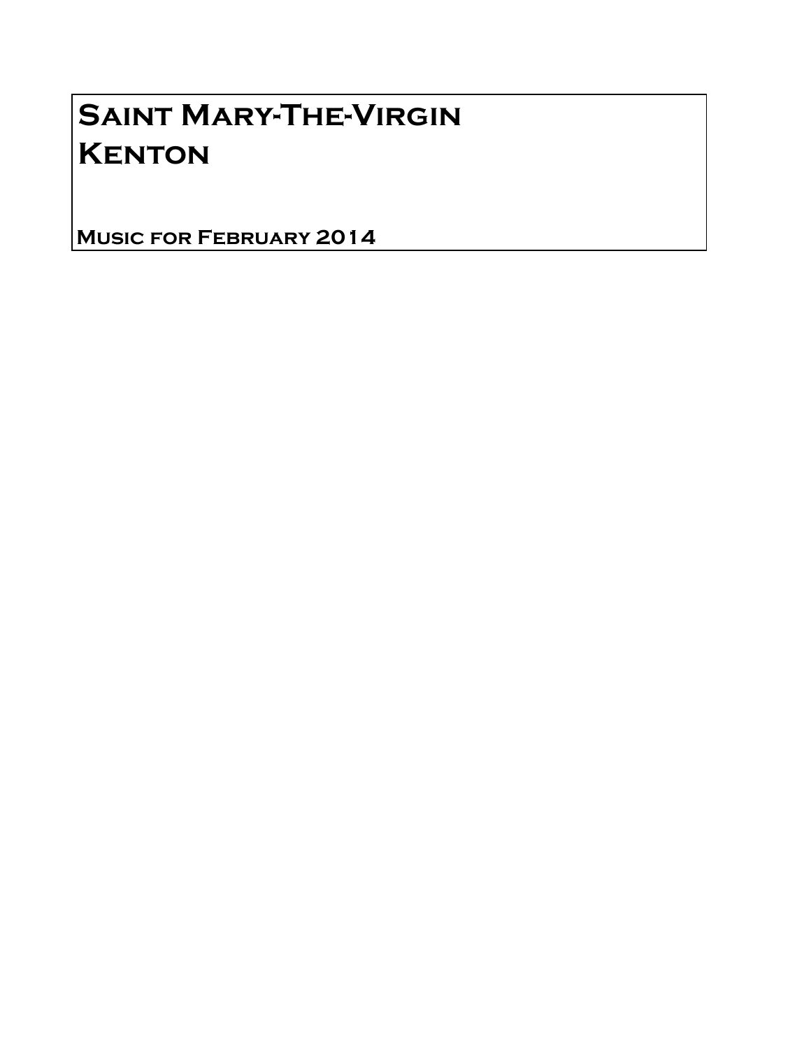# Saint Mary-The-Virgin
# Kenton

**Music for February 2014**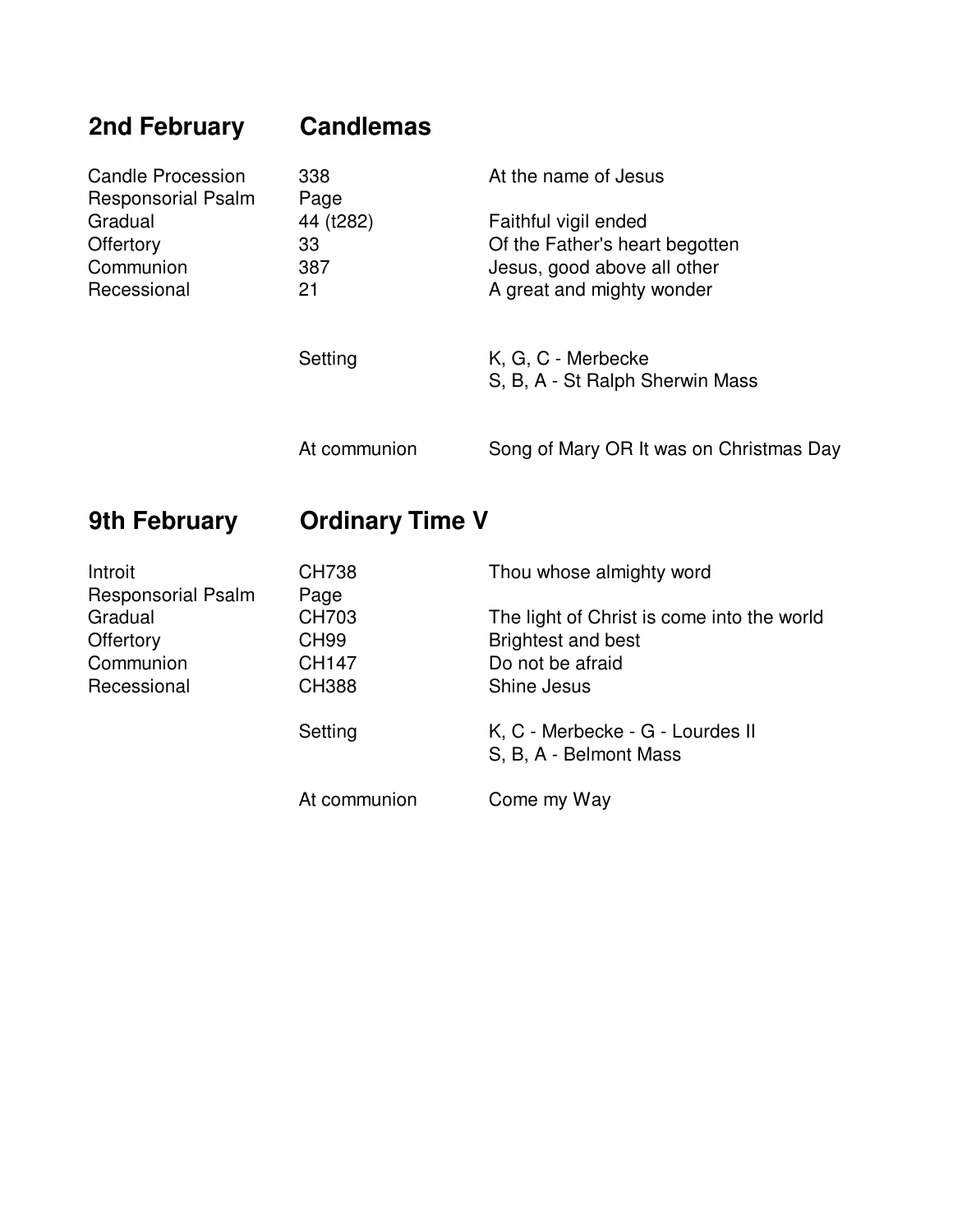## 2nd February — Candlemas

| | | |
|---|---|---|
| Candle Procession | 338 | At the name of Jesus |
| Responsorial Psalm | Page | |
| Gradual | 44 (t282) | Faithful vigil ended |
| Offertory | 33 | Of the Father's heart begotten |
| Communion | 387 | Jesus, good above all other |
| Recessional | 21 | A great and mighty wonder |
| | Setting | K, G, C - Merbecke<br>S, B, A - St Ralph Sherwin Mass |
| | At communion | Song of Mary OR It was on Christmas Day |

## 9th February — Ordinary Time V

| | | |
|---|---|---|
| Introit | CH738 | Thou whose almighty word |
| Responsorial Psalm | Page | |
| Gradual | CH703 | The light of Christ is come into the world |
| Offertory | CH99 | Brightest and best |
| Communion | CH147 | Do not be afraid |
| Recessional | CH388 | Shine Jesus |
| | Setting | K, C - Merbecke - G - Lourdes II<br>S, B, A - Belmont Mass |
| | At communion | Come my Way |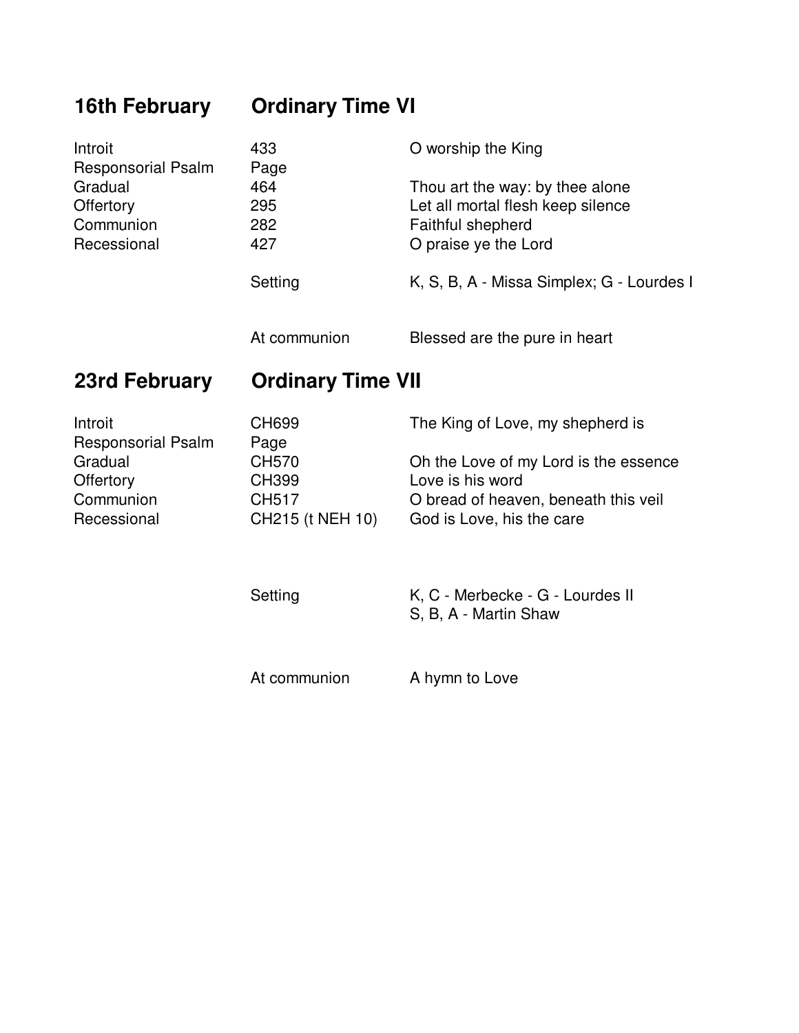## 16th February — Ordinary Time VI

| | | |
|---|---|---|
| Introit | 433 | O worship the King |
| Responsorial Psalm | Page | |
| Gradual | 464 | Thou art the way: by thee alone |
| Offertory | 295 | Let all mortal flesh keep silence |
| Communion | 282 | Faithful shepherd |
| Recessional | 427 | O praise ye the Lord |
| | Setting | K, S, B, A - Missa Simplex; G - Lourdes I |
| | At communion | Blessed are the pure in heart |

## 23rd February — Ordinary Time VII

| | | |
|---|---|---|
| Introit | CH699 | The King of Love, my shepherd is |
| Responsorial Psalm | Page | |
| Gradual | CH570 | Oh the Love of my Lord is the essence |
| Offertory | CH399 | Love is his word |
| Communion | CH517 | O bread of heaven, beneath this veil |
| Recessional | CH215 (t NEH 10) | God is Love, his the care |
| | Setting | K, C - Merbecke - G - Lourdes II<br>S, B, A - Martin Shaw |
| | At communion | A hymn to Love |